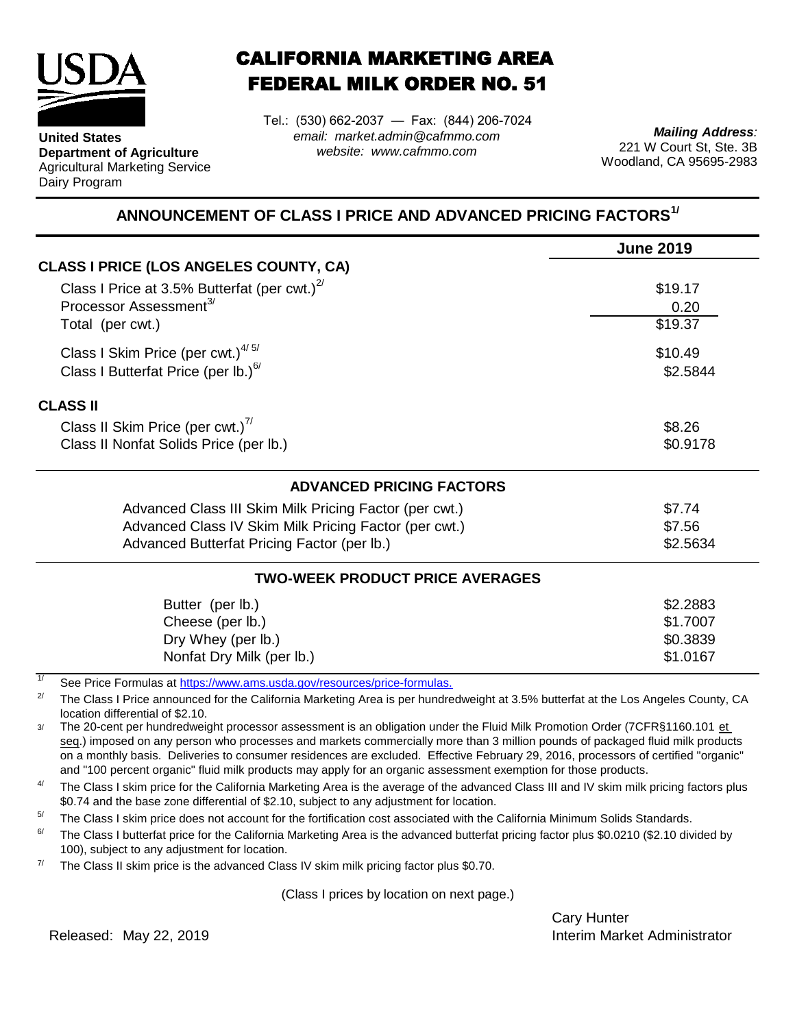**United States Department of Agriculture**
Agricultural Marketing Service
Dairy Program

# CALIFORNIA MARKETING AREA FEDERAL MILK ORDER NO. 51

Tel.: (530) 662-2037 — Fax: (844) 206-7024
*email: market.admin@cafmmo.com*
*website: www.cafmmo.com*

***Mailing Address:***
221 W Court St, Ste. 3B
Woodland, CA 95695-2983

## ANNOUNCEMENT OF CLASS I PRICE AND ADVANCED PRICING FACTORS[1/]

| | June 2019 |
|---|---|
| **CLASS I PRICE (LOS ANGELES COUNTY, CA)** | |
| Class I Price at 3.5% Butterfat (per cwt.)[2/] | \$19.17 |
| Processor Assessment[3/] | 0.20 |
| Total (per cwt.) | \$19.37 |
| Class I Skim Price (per cwt.)[4/ 5/] | \$10.49 |
| Class I Butterfat Price (per lb.)[6/] | \$2.5844 |
| **CLASS II** | |
| Class II Skim Price (per cwt.)[7/] | \$8.26 |
| Class II Nonfat Solids Price (per lb.) | \$0.9178 |

### ADVANCED PRICING FACTORS

| | |
|---|---|
| Advanced Class III Skim Milk Pricing Factor (per cwt.) | \$7.74 |
| Advanced Class IV Skim Milk Pricing Factor (per cwt.) | \$7.56 |
| Advanced Butterfat Pricing Factor (per lb.) | \$2.5634 |

### TWO-WEEK PRODUCT PRICE AVERAGES

| | |
|---|---|
| Butter (per lb.) | \$2.2883 |
| Cheese (per lb.) | \$1.7007 |
| Dry Whey (per lb.) | \$0.3839 |
| Nonfat Dry Milk (per lb.) | \$1.0167 |

[1/] See Price Formulas at https://www.ams.usda.gov/resources/price-formulas.

[2/] The Class I Price announced for the California Marketing Area is per hundredweight at 3.5% butterfat at the Los Angeles County, CA location differential of \$2.10.

[3/] The 20-cent per hundredweight processor assessment is an obligation under the Fluid Milk Promotion Order (7CFR§1160.101 et seq.) imposed on any person who processes and markets commercially more than 3 million pounds of packaged fluid milk products on a monthly basis. Deliveries to consumer residences are excluded. Effective February 29, 2016, processors of certified "organic" and "100 percent organic" fluid milk products may apply for an organic assessment exemption for those products.

[4/] The Class I skim price for the California Marketing Area is the average of the advanced Class III and IV skim milk pricing factors plus \$0.74 and the base zone differential of \$2.10, subject to any adjustment for location.

[5/] The Class I skim price does not account for the fortification cost associated with the California Minimum Solids Standards.

[6/] The Class I butterfat price for the California Marketing Area is the advanced butterfat pricing factor plus \$0.0210 (\$2.10 divided by 100), subject to any adjustment for location.

[7/] The Class II skim price is the advanced Class IV skim milk pricing factor plus \$0.70.

(Class I prices by location on next page.)

Released: May 22, 2019

Cary Hunter
Interim Market Administrator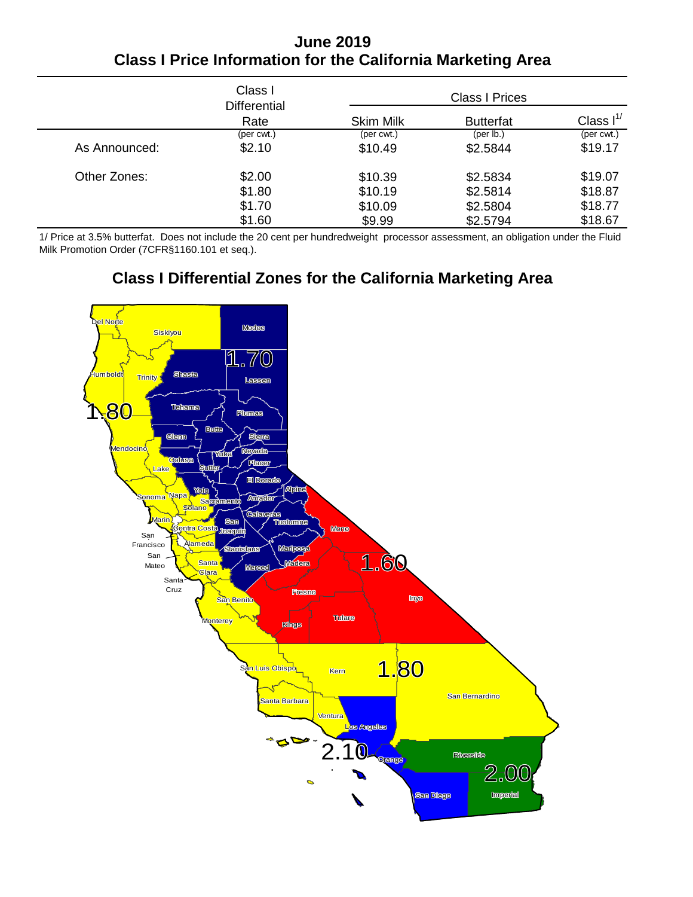# June 2019
# Class I Price Information for the California Marketing Area

| | Class I Differential Rate | Class I Prices | | |
|---|---|---|---|---|
| | | Skim Milk | Butterfat | Class I[1/] |
| | (per cwt.) | (per cwt.) | (per lb.) | (per cwt.) |
| As Announced: | $2.10 | $10.49 | $2.5844 | $19.17 |
| Other Zones: | $2.00 | $10.39 | $2.5834 | $19.07 |
| | $1.80 | $10.19 | $2.5814 | $18.87 |
| | $1.70 | $10.09 | $2.5804 | $18.77 |
| | $1.60 | $9.99 | $2.5794 | $18.67 |

1/ Price at 3.5% butterfat. Does not include the 20 cent per hundredweight processor assessment, an obligation under the Fluid Milk Promotion Order (7CFR§1160.101 et seq.).

## Class I Differential Zones for the California Marketing Area

Del Norte
Siskiyou
Modoc
1.70
Humboldt
Trinity
Shasta
Lassen
1.80
Tehama
Plumas
Butte
Glenn
Sierra
Mendocino
Yuba
Nevada
Colusa
Placer
Lake
Sutter
El Dorado
Yolo
Alpine
Sonoma
Napa
Sacramento
Amador
Solano
Calaveras
Marin
San Joaquin
Tuolumne
Mono
Contra Costa
San Francisco
Alameda
Stanislaus
Mariposa
San Mateo
Santa Clara
Madera
1.60
Merced
Santa Cruz
Fresno
San Benito
Inyo
Tulare
Monterey
Kings
San Luis Obispo
Kern
1.80
San Bernardino
Santa Barbara
Ventura
Los Angeles
2.10
Orange
Riverside
2.00
San Diego
Imperial